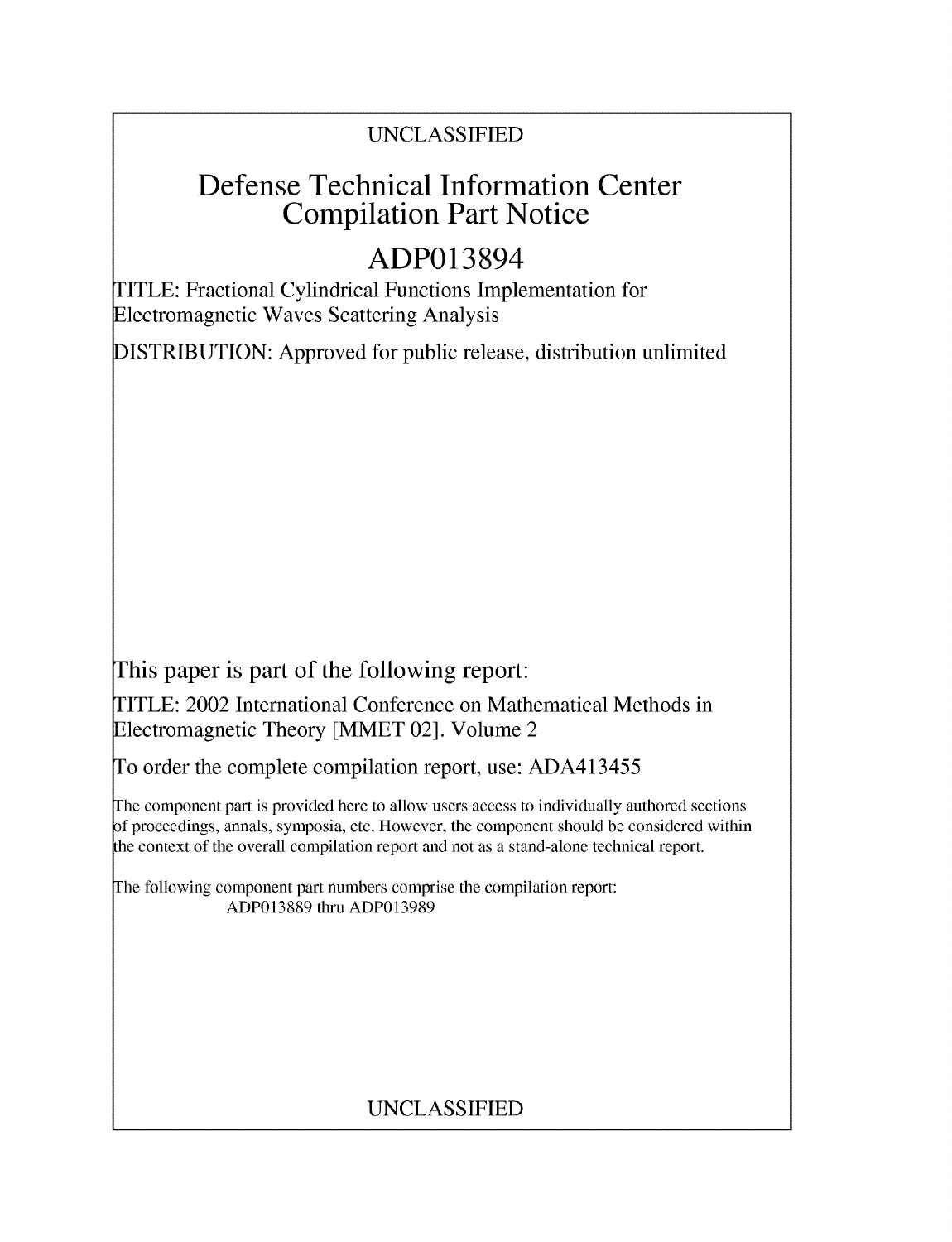UNCLASSIFIED

# Defense Technical Information Center Compilation Part Notice

## ADP013894

TITLE: Fractional Cylindrical Functions Implementation for Electromagnetic Waves Scattering Analysis

DISTRIBUTION: Approved for public release, distribution unlimited

This paper is part of the following report:

TITLE: 2002 International Conference on Mathematical Methods in Electromagnetic Theory [MMET 02]. Volume 2

To order the complete compilation report, use: ADA413455

The component part is provided here to allow users access to individually authored sections of proceedings, annals, symposia, etc. However, the component should be considered within the context of the overall compilation report and not as a stand-alone technical report.

The following component part numbers comprise the compilation report:
ADP013889 thru ADP013989

UNCLASSIFIED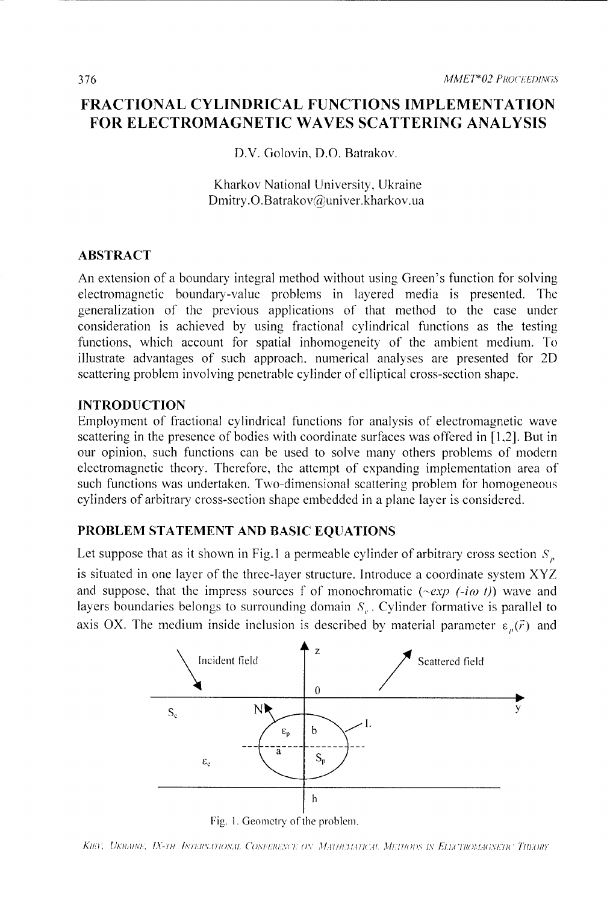# FRACTIONAL CYLINDRICAL FUNCTIONS IMPLEMENTATION FOR ELECTROMAGNETIC WAVES SCATTERING ANALYSIS

D.V. Golovin, D.O. Batrakov.

Kharkov National University, Ukraine
Dmitry.O.Batrakov@univer.kharkov.ua

## ABSTRACT

An extension of a boundary integral method without using Green's function for solving electromagnetic boundary-value problems in layered media is presented. The generalization of the previous applications of that method to the case under consideration is achieved by using fractional cylindrical functions as the testing functions, which account for spatial inhomogeneity of the ambient medium. To illustrate advantages of such approach, numerical analyses are presented for 2D scattering problem involving penetrable cylinder of elliptical cross-section shape.

## INTRODUCTION

Employment of fractional cylindrical functions for analysis of electromagnetic wave scattering in the presence of bodies with coordinate surfaces was offered in [1,2]. But in our opinion, such functions can be used to solve many others problems of modern electromagnetic theory. Therefore, the attempt of expanding implementation area of such functions was undertaken. Two-dimensional scattering problem for homogeneous cylinders of arbitrary cross-section shape embedded in a plane layer is considered.

## PROBLEM STATEMENT AND BASIC EQUATIONS

Let suppose that as it shown in Fig.1 a permeable cylinder of arbitrary cross section $S_p$ is situated in one layer of the three-layer structure. Introduce a coordinate system XYZ and suppose, that the impress sources f of monochromatic ($\sim exp\ (-i\omega\ t)$) wave and layers boundaries belongs to surrounding domain $S_e$. Cylinder formative is parallel to axis OX. The medium inside inclusion is described by material parameter $\varepsilon_p(\vec{r})$ and

Incident field

Scattered field

z

0

y

$S_e$

N

$\varepsilon_p$

b

L

a

$S_p$

$\varepsilon_e$

h

Fig. 1. Geometry of the problem.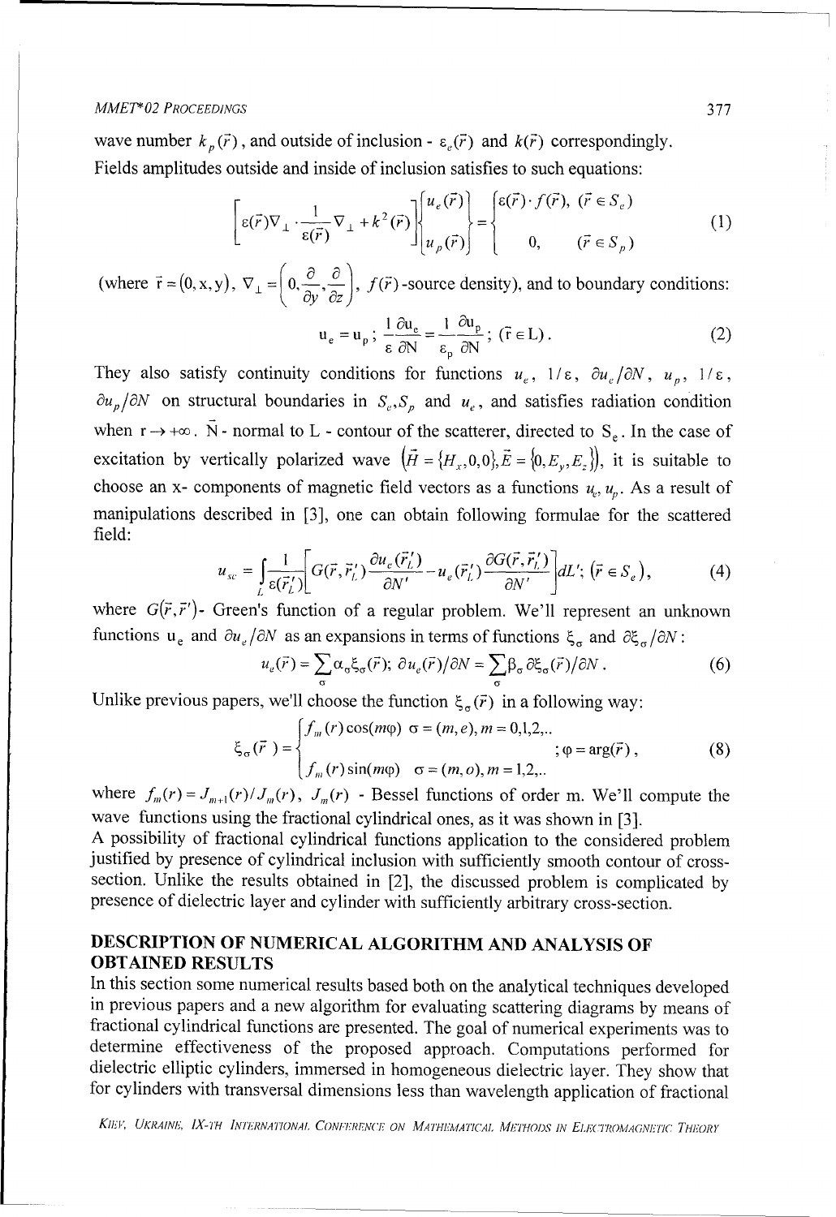wave number $k_p(\vec{r})$, and outside of inclusion - $\varepsilon_e(\vec{r})$ and $k(\vec{r})$ correspondingly.

Fields amplitudes outside and inside of inclusion satisfies to such equations:

$$\left[\varepsilon(\vec{r})\nabla_\perp \cdot \frac{1}{\varepsilon(\vec{r})}\nabla_\perp + k^2(\vec{r})\right]\begin{Bmatrix} u_e(\vec{r}) \\ u_p(\vec{r}) \end{Bmatrix} = \begin{cases} \varepsilon(\vec{r}) \cdot f(\vec{r}), & (\vec{r} \in S_e) \\ 0, & (\vec{r} \in S_p) \end{cases} \tag{1}$$

(where $\vec{r} = (0, x, y)$, $\nabla_\perp = \left(0, \frac{\partial}{\partial y}, \frac{\partial}{\partial z}\right)$, $f(\vec{r})$-source density), and to boundary conditions:

$$u_e = u_p\,;\ \frac{1}{\varepsilon}\frac{\partial u_e}{\partial N} = \frac{1}{\varepsilon_p}\frac{\partial u_p}{\partial N}\,;\ (\vec{r} \in L). \tag{2}$$

They also satisfy continuity conditions for functions $u_e$, $1/\varepsilon$, $\partial u_e/\partial N$, $u_p$, $1/\varepsilon$, $\partial u_p/\partial N$ on structural boundaries in $S_e, S_p$ and $u_e$, and satisfies radiation condition when $r \to +\infty$. $\vec{N}$ - normal to L - contour of the scatterer, directed to $S_e$. In the case of excitation by vertically polarized wave $\left(\vec{H} = \{H_x, 0, 0\}, \vec{E} = \{0, E_y, E_z\}\right)$, it is suitable to choose an x- components of magnetic field vectors as a functions $u_e, u_p$. As a result of manipulations described in [3], one can obtain following formulae for the scattered field:

$$u_{sc} = \int_L \frac{1}{\varepsilon(\vec{r}_L')}\left[G(\vec{r}, \vec{r}_L')\frac{\partial u_e(\vec{r}_L')}{\partial N'} - u_e(\vec{r}_L')\frac{\partial G(\vec{r}, \vec{r}_L')}{\partial N'}\right]dL';\ \left(\vec{r} \in S_e\right), \tag{4}$$

where $G(\vec{r}, \vec{r}')$- Green's function of a regular problem. We'll represent an unknown functions $u_e$ and $\partial u_e/\partial N$ as an expansions in terms of functions $\xi_\sigma$ and $\partial \xi_\sigma/\partial N$:

$$u_e(\vec{r}) = \sum_\sigma \alpha_\sigma \xi_\sigma(\vec{r});\ \partial u_e(\vec{r})/\partial N = \sum_\sigma \beta_\sigma \partial \xi_\sigma(\vec{r})/\partial N\,. \tag{6}$$

Unlike previous papers, we'll choose the function $\xi_\sigma(\vec{r})$ in a following way:

$$\xi_\sigma(\vec{r}\,) = \begin{cases} f_m(r)\cos(m\varphi) & \sigma = (m, e), m = 0, 1, 2, .. \\ f_m(r)\sin(m\varphi) & \sigma = (m, o), m = 1, 2, .. \end{cases};\ \varphi = \arg(\vec{r}), \tag{8}$$

where $f_m(r) = J_{m+1}(r)/J_m(r)$, $J_m(r)$ - Bessel functions of order m. We'll compute the wave functions using the fractional cylindrical ones, as it was shown in [3].

A possibility of fractional cylindrical functions application to the considered problem justified by presence of cylindrical inclusion with sufficiently smooth contour of cross-section. Unlike the results obtained in [2], the discussed problem is complicated by presence of dielectric layer and cylinder with sufficiently arbitrary cross-section.

## DESCRIPTION OF NUMERICAL ALGORITHM AND ANALYSIS OF OBTAINED RESULTS

In this section some numerical results based both on the analytical techniques developed in previous papers and a new algorithm for evaluating scattering diagrams by means of fractional cylindrical functions are presented. The goal of numerical experiments was to determine effectiveness of the proposed approach. Computations performed for dielectric elliptic cylinders, immersed in homogeneous dielectric layer. They show that for cylinders with transversal dimensions less than wavelength application of fractional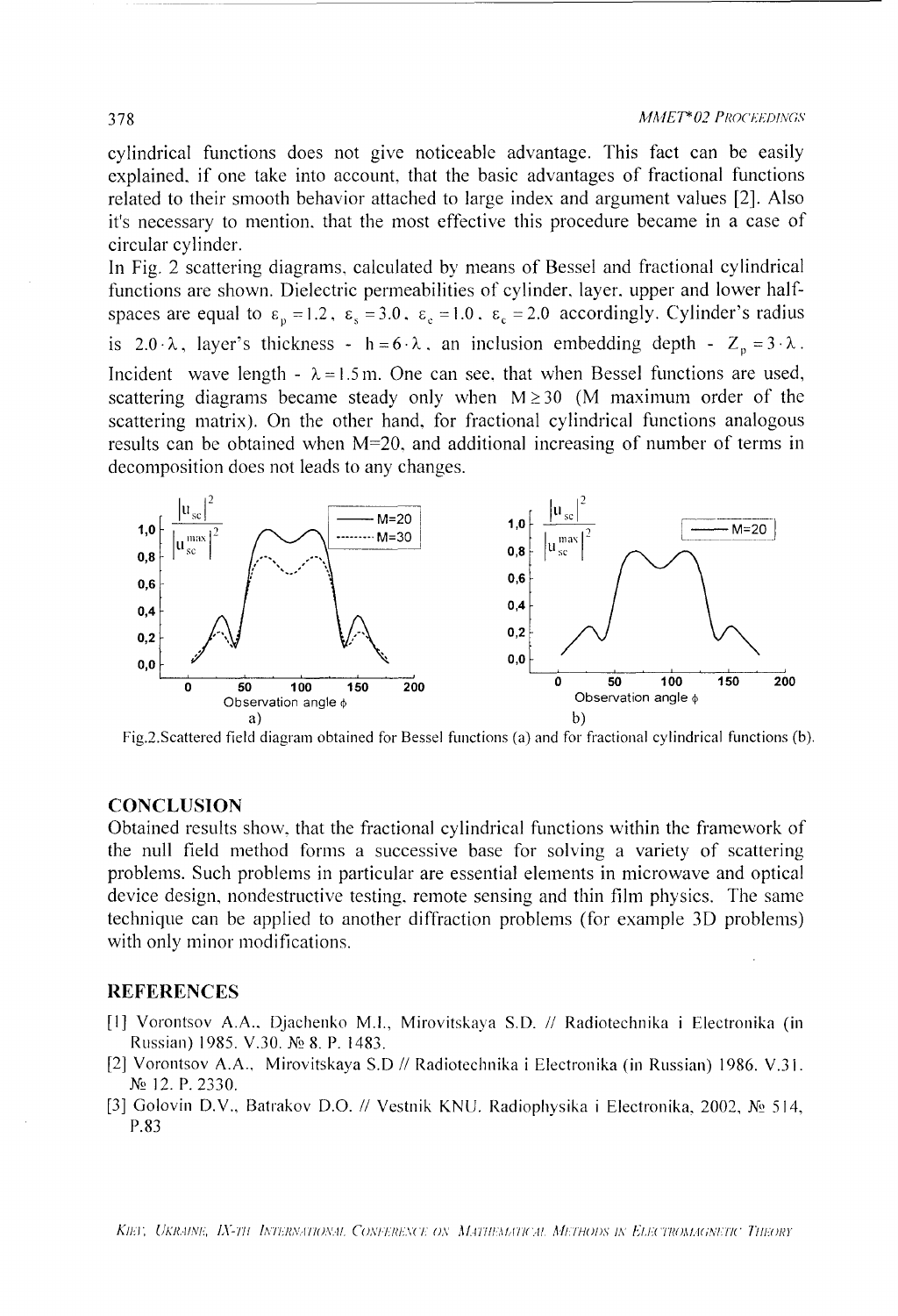cylindrical functions does not give noticeable advantage. This fact can be easily explained, if one take into account, that the basic advantages of fractional functions related to their smooth behavior attached to large index and argument values [2]. Also it's necessary to mention, that the most effective this procedure became in a case of circular cylinder.

In Fig. 2 scattering diagrams, calculated by means of Bessel and fractional cylindrical functions are shown. Dielectric permeabilities of cylinder, layer, upper and lower half-spaces are equal to $\varepsilon_p = 1.2$, $\varepsilon_s = 3.0$, $\varepsilon_c = 1.0$, $\varepsilon_c = 2.0$ accordingly. Cylinder's radius is $2.0 \cdot \lambda$, layer's thickness - $h = 6 \cdot \lambda$, an inclusion embedding depth - $Z_p = 3 \cdot \lambda$. Incident wave length - $\lambda = 1.5\,\text{m}$. One can see, that when Bessel functions are used, scattering diagrams became steady only when $M \geq 30$ (M maximum order of the scattering matrix). On the other hand, for fractional cylindrical functions analogous results can be obtained when M=20, and additional increasing of number of terms in decomposition does not leads to any changes.

$\frac{|u_{sc}|^2}{|u_{sc}^{max}|^2}$

1,0
0,8
0,6
0,4
0,2
0,0

M=20
M=30

0 50 100 150 200
Observation angle $\phi$
a)

$\frac{|u_{sc}|^2}{|u_{sc}^{max}|^2}$

1,0
0,8
0,6
0,4
0,2
0,0

M=20

0 50 100 150 200
Observation angle $\phi$
b)

Fig.2.Scattered field diagram obtained for Bessel functions (a) and for fractional cylindrical functions (b).

## CONCLUSION

Obtained results show, that the fractional cylindrical functions within the framework of the null field method forms a successive base for solving a variety of scattering problems. Such problems in particular are essential elements in microwave and optical device design, nondestructive testing, remote sensing and thin film physics. The same technique can be applied to another diffraction problems (for example 3D problems) with only minor modifications.

## REFERENCES

[1] Vorontsov A.A., Djachenko M.I., Mirovitskaya S.D. // Radiotechnika i Electronika (in Russian) 1985. V.30. № 8. P. 1483.

[2] Vorontsov A.A., Mirovitskaya S.D // Radiotechnika i Electronika (in Russian) 1986. V.31. № 12. P. 2330.

[3] Golovin D.V., Batrakov D.O. // Vestnik KNU. Radiophysika i Electronika, 2002, № 514, P.83